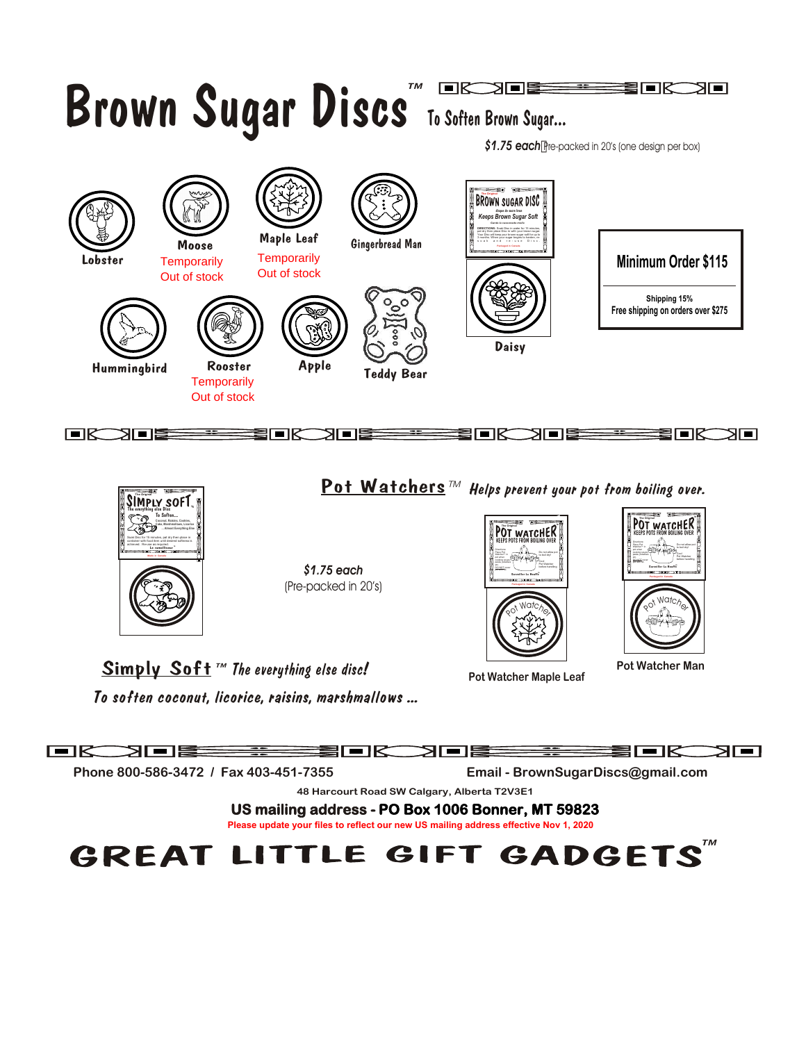# Brown Sugar Discs™ To Soften Brown Sugar...

***$1.75 each*** Pre-packed in 20's (one design per box)

- Lobster
- Moose — Temporarily Out of stock
- Maple Leaf — Temporarily Out of stock
- Gingerbread Man
- Hummingbird
- Rooster — Temporarily Out of stock
- Apple
- Teddy Bear
- Daisy

**Minimum Order $115**

**Shipping 15%**
**Free shipping on orders over $275**

## Pot Watchers™ *Helps prevent your pot from boiling over.*

***$1.75 each***
(Pre-packed in 20's)

- Pot Watcher Maple Leaf
- Pot Watcher Man

## Simply Soft™ *The everything else disc!*

*To soften coconut, licorice, raisins, marshmallows ...*

**Phone 800-586-3472 / Fax 403-451-7355** **Email - BrownSugarDiscs@gmail.com**

**48 Harcourt Road SW Calgary, Alberta T2V3E1**

**US mailing address - PO Box 1006 Bonner, MT 59823**

**Please update your files to reflect our new US mailing address effective Nov 1, 2020**

# GREAT LITTLE GIFT GADGETS™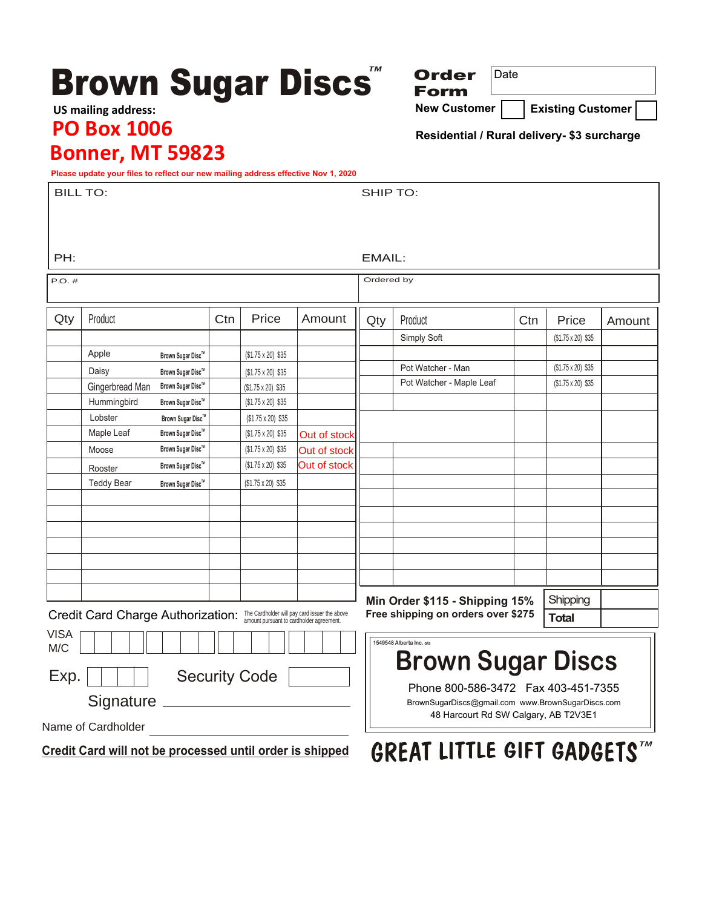# Brown Sugar Discs™

**US mailing address:**

**PO Box 1006**
**Bonner, MT 59823**

**Please update your files to reflect our new mailing address effective Nov 1, 2020**

## Order Form

Date

**New Customer** ☐ **Existing Customer** ☐

**Residential / Rural delivery- $3 surcharge**

| BILL TO: | SHIP TO: |
|---|---|
| PH: | EMAIL: |
| P.O. # | Ordered by |

| Qty | Product | | Ctn | Price | Amount |
|---|---|---|---|---|---|
| | Apple | Brown Sugar Disc™ | | ($1.75 x 20) $35 | |
| | Daisy | Brown Sugar Disc™ | | ($1.75 x 20) $35 | |
| | Gingerbread Man | Brown Sugar Disc™ | | ($1.75 x 20) $35 | |
| | Hummingbird | Brown Sugar Disc™ | | ($1.75 x 20) $35 | |
| | Lobster | Brown Sugar Disc™ | | ($1.75 x 20) $35 | |
| | Maple Leaf | Brown Sugar Disc™ | | ($1.75 x 20) $35 | Out of stock |
| | Moose | Brown Sugar Disc™ | | ($1.75 x 20) $35 | Out of stock |
| | Rooster | Brown Sugar Disc™ | | ($1.75 x 20) $35 | Out of stock |
| | Teddy Bear | Brown Sugar Disc™ | | ($1.75 x 20) $35 | |

| Qty | Product | Ctn | Price | Amount |
|---|---|---|---|---|
| | Simply Soft | | ($1.75 x 20) $35 | |
| | Pot Watcher - Man | | ($1.75 x 20) $35 | |
| | Pot Watcher - Maple Leaf | | ($1.75 x 20) $35 | |

**Min Order $115 - Shipping 15%**
**Free shipping on orders over $275**

| Shipping | |
|---|---|
| **Total** | |

Credit Card Charge Authorization: The Cardholder will pay card issuer the above amount pursuant to cardholder agreement.

VISA M/C

Exp. Security Code

Signature

Name of Cardholder

**Credit Card will not be processed until order is shipped**

1549548 Alberta Inc. o/a

## Brown Sugar Discs

Phone 800-586-3472 Fax 403-451-7355
BrownSugarDiscs@gmail.com www.BrownSugarDiscs.com
48 Harcourt Rd SW Calgary, AB T2V3E1

**GREAT LITTLE GIFT GADGETS™**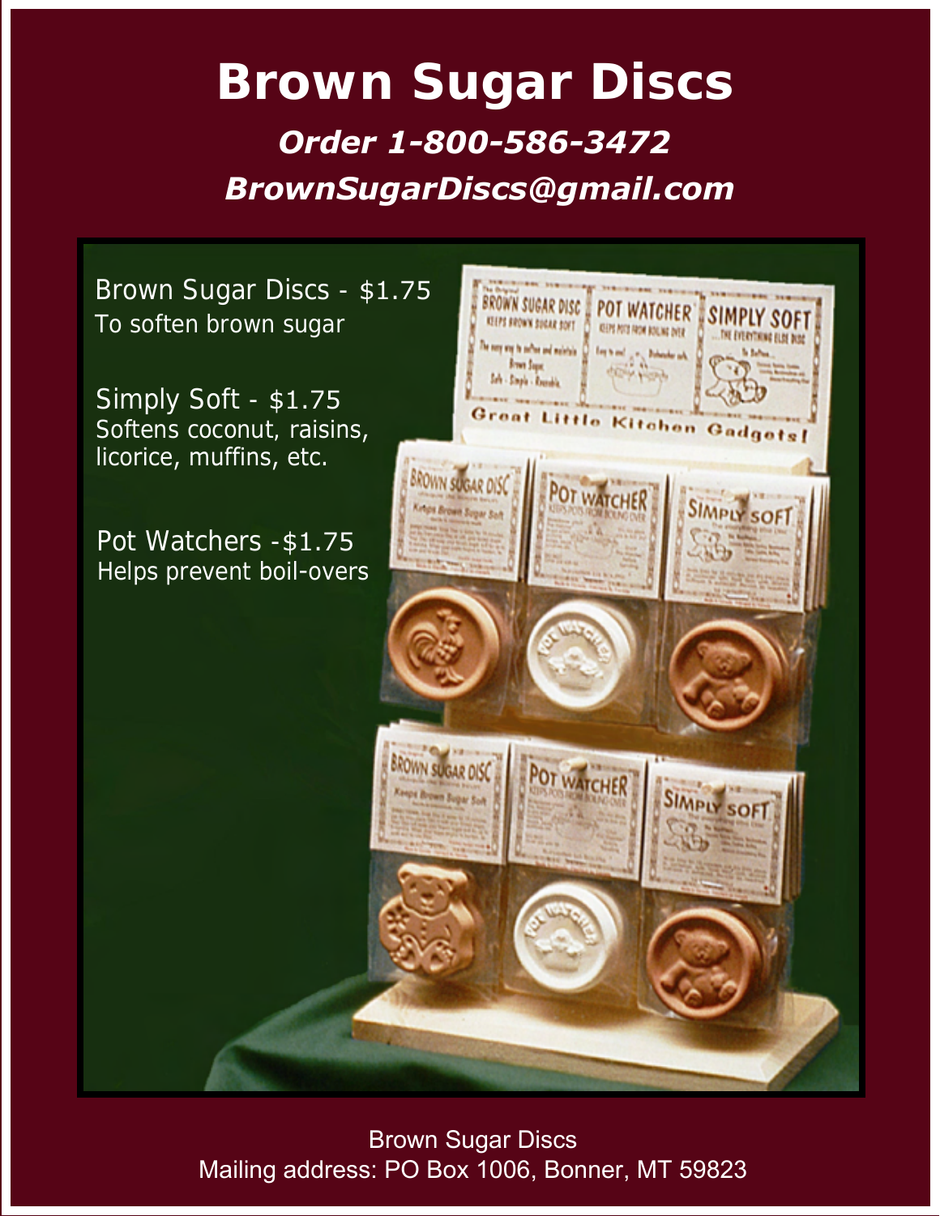# Brown Sugar Discs

***Order 1-800-586-3472***

***BrownSugarDiscs@gmail.com***

Brown Sugar Discs - $1.75
To soften brown sugar

Simply Soft - $1.75
Softens coconut, raisins, licorice, muffins, etc.

Pot Watchers -$1.75
Helps prevent boil-overs

Brown Sugar Discs
Mailing address: PO Box 1006, Bonner, MT 59823